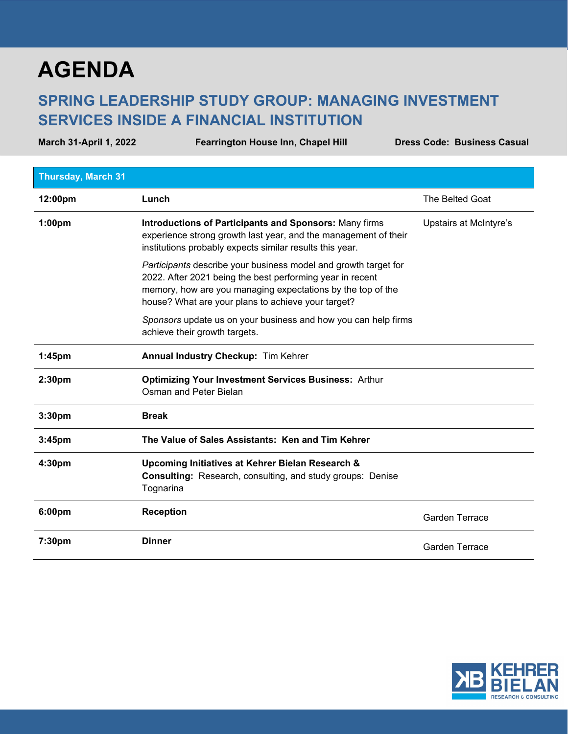# AGENDA

## SPRING LEADERSHIP STUDY GROUP: MANAGING INVESTMENT SERVICES INSIDE A FINANCIAL INSTITUTION

**March 31-April 1, 2022** | **Fearrington House Inn, Chapel Hill** | **Dress Code: Business Casual**

| Thursday, March 31 | | |
|---|---|---|
| **12:00pm** | **Lunch** | The Belted Goat |
| **1:00pm** | **Introductions of Participants and Sponsors:** Many firms experience strong growth last year, and the management of their institutions probably expects similar results this year.<br><br>*Participants* describe your business model and growth target for 2022. After 2021 being the best performing year in recent memory, how are you managing expectations by the top of the house? What are your plans to achieve your target?<br><br>*Sponsors* update us on your business and how you can help firms achieve their growth targets. | Upstairs at McIntyre's |
| **1:45pm** | **Annual Industry Checkup:** Tim Kehrer | |
| **2:30pm** | **Optimizing Your Investment Services Business:** Arthur Osman and Peter Bielan | |
| **3:30pm** | **Break** | |
| **3:45pm** | **The Value of Sales Assistants: Ken and Tim Kehrer** | |
| **4:30pm** | **Upcoming Initiatives at Kehrer Bielan Research & Consulting:** Research, consulting, and study groups: Denise Tognarina | |
| **6:00pm** | **Reception** | Garden Terrace |
| **7:30pm** | **Dinner** | Garden Terrace |

KEHRER BIELAN RESEARCH & CONSULTING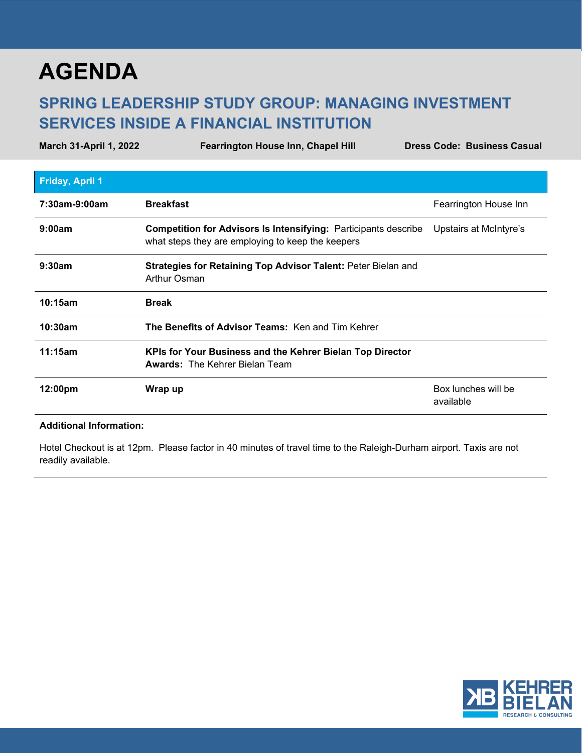# AGENDA

## SPRING LEADERSHIP STUDY GROUP: MANAGING INVESTMENT SERVICES INSIDE A FINANCIAL INSTITUTION

**March 31-April 1, 2022** **Fearrington House Inn, Chapel Hill** **Dress Code: Business Casual**

| **Friday, April 1** | | |
|---|---|---|
| **7:30am-9:00am** | **Breakfast** | Fearrington House Inn |
| **9:00am** | **Competition for Advisors Is Intensifying:** Participants describe what steps they are employing to keep the keepers | Upstairs at McIntyre's |
| **9:30am** | **Strategies for Retaining Top Advisor Talent:** Peter Bielan and Arthur Osman | |
| **10:15am** | **Break** | |
| **10:30am** | **The Benefits of Advisor Teams:** Ken and Tim Kehrer | |
| **11:15am** | **KPIs for Your Business and the Kehrer Bielan Top Director Awards:** The Kehrer Bielan Team | |
| **12:00pm** | **Wrap up** | Box lunches will be available |

**Additional Information:**

Hotel Checkout is at 12pm. Please factor in 40 minutes of travel time to the Raleigh-Durham airport. Taxis are not readily available.

KEHRER BIELAN
RESEARCH & CONSULTING